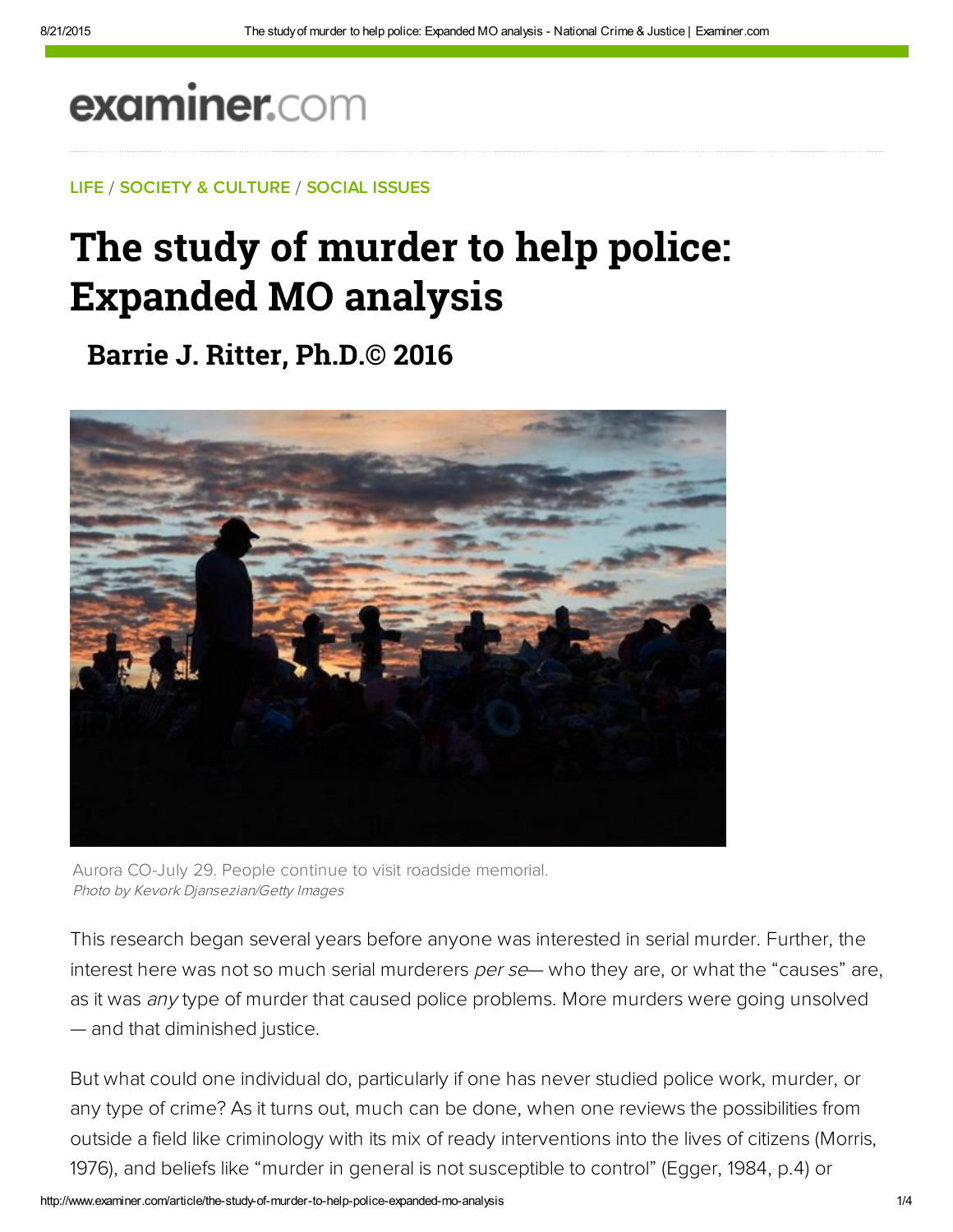examiner.com

LIFE / SOCIETY & CULTURE / SOCIAL ISSUES

# The study of murder to help police: Expanded MO analysis

## Barrie J. Ritter, Ph.D.© 2016

Aurora CO-July 29. People continue to visit roadside memorial.
*Photo by Kevork Djansezian/Getty Images*

This research began several years before anyone was interested in serial murder. Further, the interest here was not so much serial murderers *per se*— who they are, or what the "causes" are, as it was *any* type of murder that caused police problems. More murders were going unsolved — and that diminished justice.

But what could one individual do, particularly if one has never studied police work, murder, or any type of crime? As it turns out, much can be done, when one reviews the possibilities from outside a field like criminology with its mix of ready interventions into the lives of citizens (Morris, 1976), and beliefs like "murder in general is not susceptible to control" (Egger, 1984, p.4) or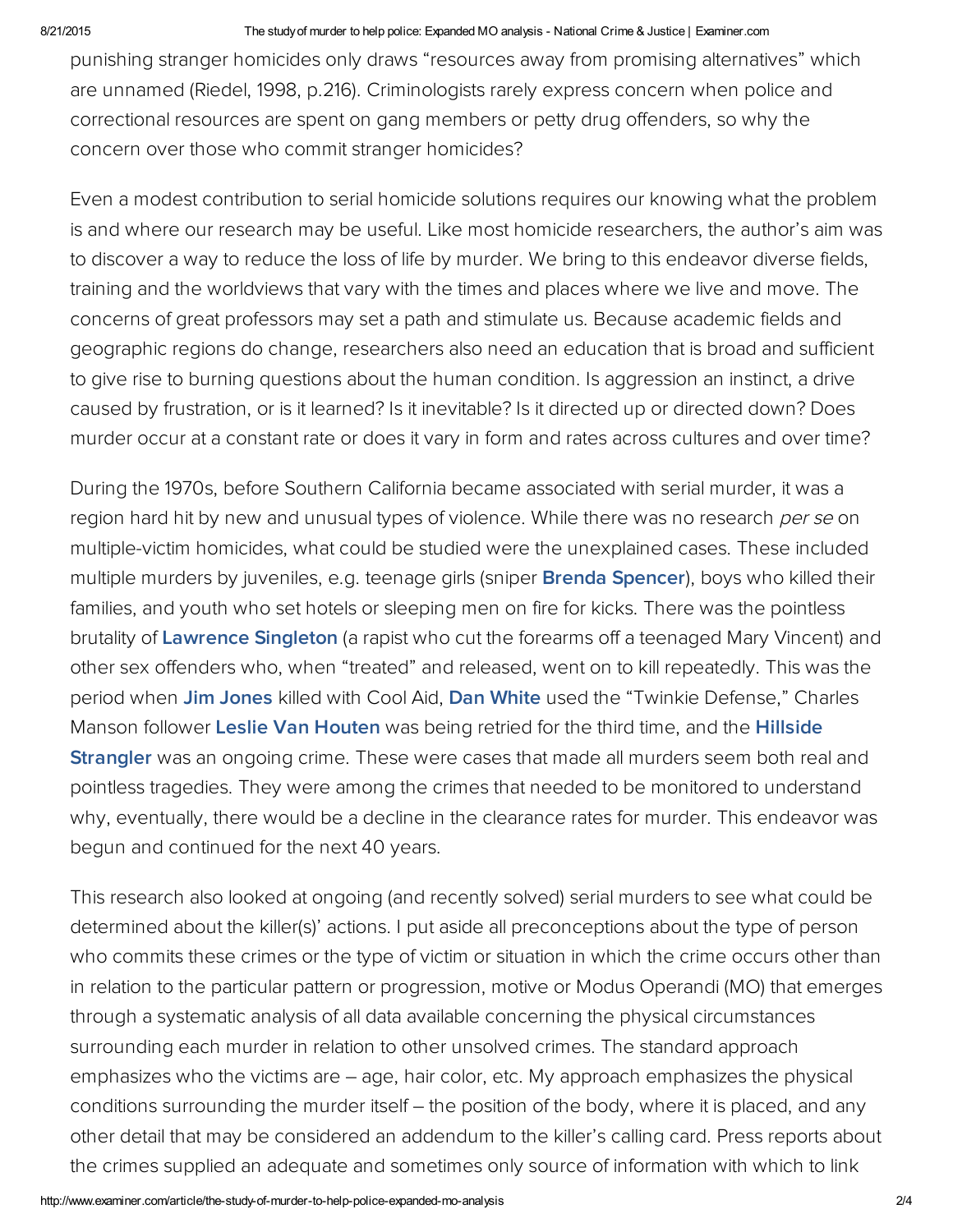punishing stranger homicides only draws "resources away from promising alternatives" which are unnamed (Riedel, 1998, p.216). Criminologists rarely express concern when police and correctional resources are spent on gang members or petty drug offenders, so why the concern over those who commit stranger homicides?

Even a modest contribution to serial homicide solutions requires our knowing what the problem is and where our research may be useful. Like most homicide researchers, the author's aim was to discover a way to reduce the loss of life by murder. We bring to this endeavor diverse fields, training and the worldviews that vary with the times and places where we live and move. The concerns of great professors may set a path and stimulate us. Because academic fields and geographic regions do change, researchers also need an education that is broad and sufficient to give rise to burning questions about the human condition. Is aggression an instinct, a drive caused by frustration, or is it learned? Is it inevitable? Is it directed up or directed down? Does murder occur at a constant rate or does it vary in form and rates across cultures and over time?

During the 1970s, before Southern California became associated with serial murder, it was a region hard hit by new and unusual types of violence. While there was no research *per se* on multiple-victim homicides, what could be studied were the unexplained cases. These included multiple murders by juveniles, e.g. teenage girls (sniper **Brenda Spencer**), boys who killed their families, and youth who set hotels or sleeping men on fire for kicks. There was the pointless brutality of **Lawrence Singleton** (a rapist who cut the forearms off a teenaged Mary Vincent) and other sex offenders who, when "treated" and released, went on to kill repeatedly. This was the period when **Jim Jones** killed with Cool Aid, **Dan White** used the "Twinkie Defense," Charles Manson follower **Leslie Van Houten** was being retried for the third time, and the **Hillside Strangler** was an ongoing crime. These were cases that made all murders seem both real and pointless tragedies. They were among the crimes that needed to be monitored to understand why, eventually, there would be a decline in the clearance rates for murder. This endeavor was begun and continued for the next 40 years.

This research also looked at ongoing (and recently solved) serial murders to see what could be determined about the killer(s)' actions. I put aside all preconceptions about the type of person who commits these crimes or the type of victim or situation in which the crime occurs other than in relation to the particular pattern or progression, motive or Modus Operandi (MO) that emerges through a systematic analysis of all data available concerning the physical circumstances surrounding each murder in relation to other unsolved crimes. The standard approach emphasizes who the victims are – age, hair color, etc. My approach emphasizes the physical conditions surrounding the murder itself – the position of the body, where it is placed, and any other detail that may be considered an addendum to the killer's calling card. Press reports about the crimes supplied an adequate and sometimes only source of information with which to link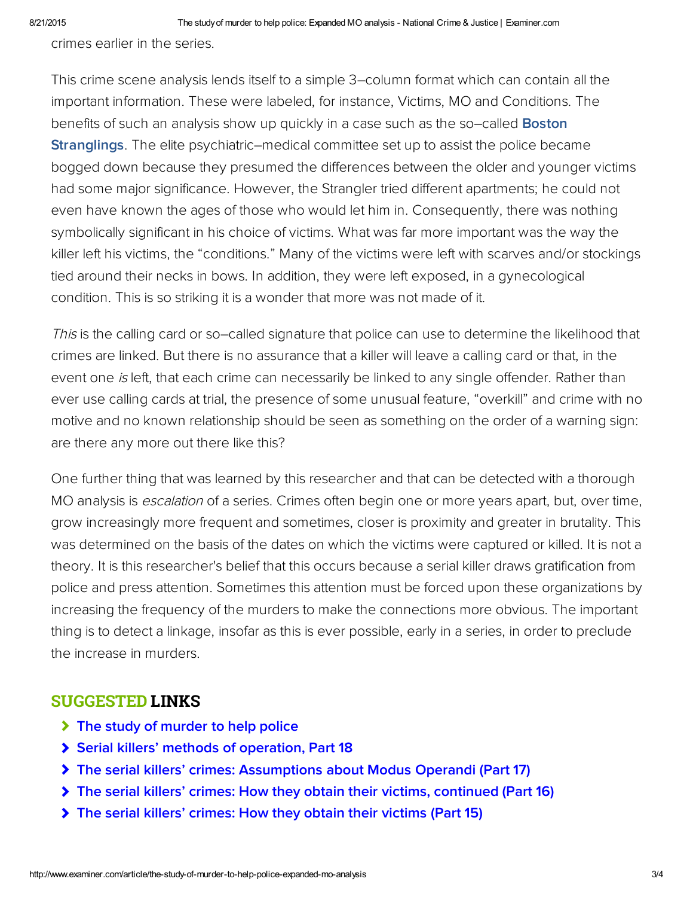crimes earlier in the series.

This crime scene analysis lends itself to a simple 3–column format which can contain all the important information. These were labeled, for instance, Victims, MO and Conditions. The benefits of such an analysis show up quickly in a case such as the so–called **Boston Stranglings**. The elite psychiatric–medical committee set up to assist the police became bogged down because they presumed the differences between the older and younger victims had some major significance. However, the Strangler tried different apartments; he could not even have known the ages of those who would let him in. Consequently, there was nothing symbolically significant in his choice of victims. What was far more important was the way the killer left his victims, the "conditions." Many of the victims were left with scarves and/or stockings tied around their necks in bows. In addition, they were left exposed, in a gynecological condition. This is so striking it is a wonder that more was not made of it.

*This* is the calling card or so–called signature that police can use to determine the likelihood that crimes are linked. But there is no assurance that a killer will leave a calling card or that, in the event one *is* left, that each crime can necessarily be linked to any single offender. Rather than ever use calling cards at trial, the presence of some unusual feature, "overkill" and crime with no motive and no known relationship should be seen as something on the order of a warning sign: are there any more out there like this?

One further thing that was learned by this researcher and that can be detected with a thorough MO analysis is *escalation* of a series. Crimes often begin one or more years apart, but, over time, grow increasingly more frequent and sometimes, closer is proximity and greater in brutality. This was determined on the basis of the dates on which the victims were captured or killed. It is not a theory. It is this researcher's belief that this occurs because a serial killer draws gratification from police and press attention. Sometimes this attention must be forced upon these organizations by increasing the frequency of the murders to make the connections more obvious. The important thing is to detect a linkage, insofar as this is ever possible, early in a series, in order to preclude the increase in murders.

## SUGGESTED LINKS

- The study of murder to help police
- Serial killers' methods of operation, Part 18
- The serial killers' crimes: Assumptions about Modus Operandi (Part 17)
- The serial killers' crimes: How they obtain their victims, continued (Part 16)
- The serial killers' crimes: How they obtain their victims (Part 15)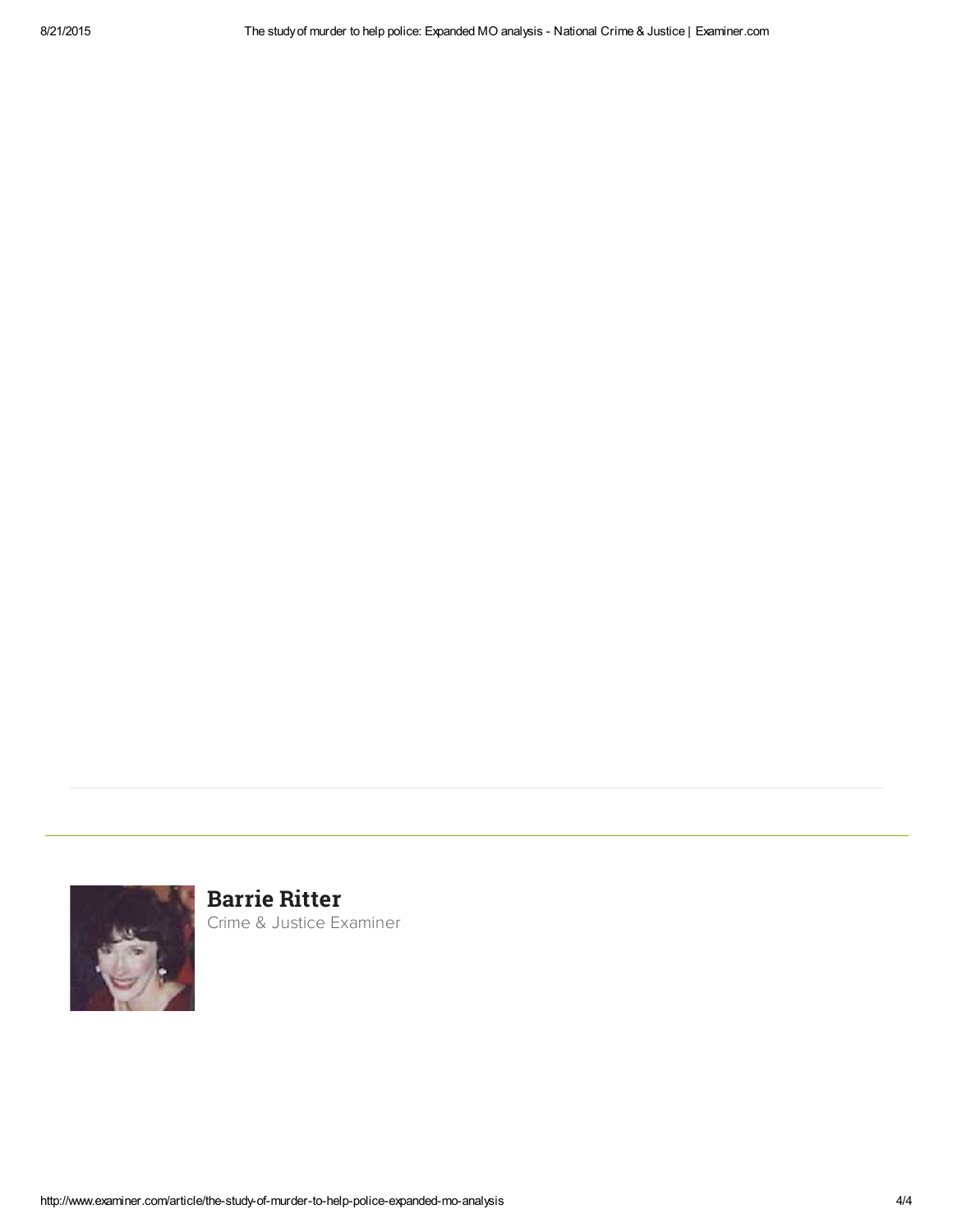**Barrie Ritter**

Crime & Justice Examiner